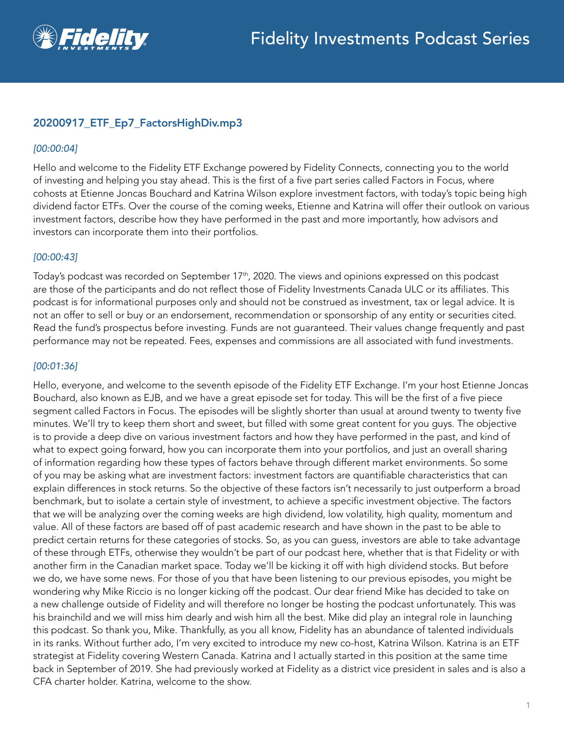# Fidelity Investments Podcast Series

## 20200917_ETF_Ep7_FactorsHighDiv.mp3

*[00:00:04]*

Hello and welcome to the Fidelity ETF Exchange powered by Fidelity Connects, connecting you to the world of investing and helping you stay ahead. This is the first of a five part series called Factors in Focus, where cohosts at Etienne Joncas Bouchard and Katrina Wilson explore investment factors, with today's topic being high dividend factor ETFs. Over the course of the coming weeks, Etienne and Katrina will offer their outlook on various investment factors, describe how they have performed in the past and more importantly, how advisors and investors can incorporate them into their portfolios.

*[00:00:43]*

Today's podcast was recorded on September 17th, 2020. The views and opinions expressed on this podcast are those of the participants and do not reflect those of Fidelity Investments Canada ULC or its affiliates. This podcast is for informational purposes only and should not be construed as investment, tax or legal advice. It is not an offer to sell or buy or an endorsement, recommendation or sponsorship of any entity or securities cited. Read the fund's prospectus before investing. Funds are not guaranteed. Their values change frequently and past performance may not be repeated. Fees, expenses and commissions are all associated with fund investments.

*[00:01:36]*

Hello, everyone, and welcome to the seventh episode of the Fidelity ETF Exchange. I'm your host Etienne Joncas Bouchard, also known as EJB, and we have a great episode set for today. This will be the first of a five piece segment called Factors in Focus. The episodes will be slightly shorter than usual at around twenty to twenty five minutes. We'll try to keep them short and sweet, but filled with some great content for you guys. The objective is to provide a deep dive on various investment factors and how they have performed in the past, and kind of what to expect going forward, how you can incorporate them into your portfolios, and just an overall sharing of information regarding how these types of factors behave through different market environments. So some of you may be asking what are investment factors: investment factors are quantifiable characteristics that can explain differences in stock returns. So the objective of these factors isn't necessarily to just outperform a broad benchmark, but to isolate a certain style of investment, to achieve a specific investment objective. The factors that we will be analyzing over the coming weeks are high dividend, low volatility, high quality, momentum and value. All of these factors are based off of past academic research and have shown in the past to be able to predict certain returns for these categories of stocks. So, as you can guess, investors are able to take advantage of these through ETFs, otherwise they wouldn't be part of our podcast here, whether that is that Fidelity or with another firm in the Canadian market space. Today we'll be kicking it off with high dividend stocks. But before we do, we have some news. For those of you that have been listening to our previous episodes, you might be wondering why Mike Riccio is no longer kicking off the podcast. Our dear friend Mike has decided to take on a new challenge outside of Fidelity and will therefore no longer be hosting the podcast unfortunately. This was his brainchild and we will miss him dearly and wish him all the best. Mike did play an integral role in launching this podcast. So thank you, Mike. Thankfully, as you all know, Fidelity has an abundance of talented individuals in its ranks. Without further ado, I'm very excited to introduce my new co-host, Katrina Wilson. Katrina is an ETF strategist at Fidelity covering Western Canada. Katrina and I actually started in this position at the same time back in September of 2019. She had previously worked at Fidelity as a district vice president in sales and is also a CFA charter holder. Katrina, welcome to the show.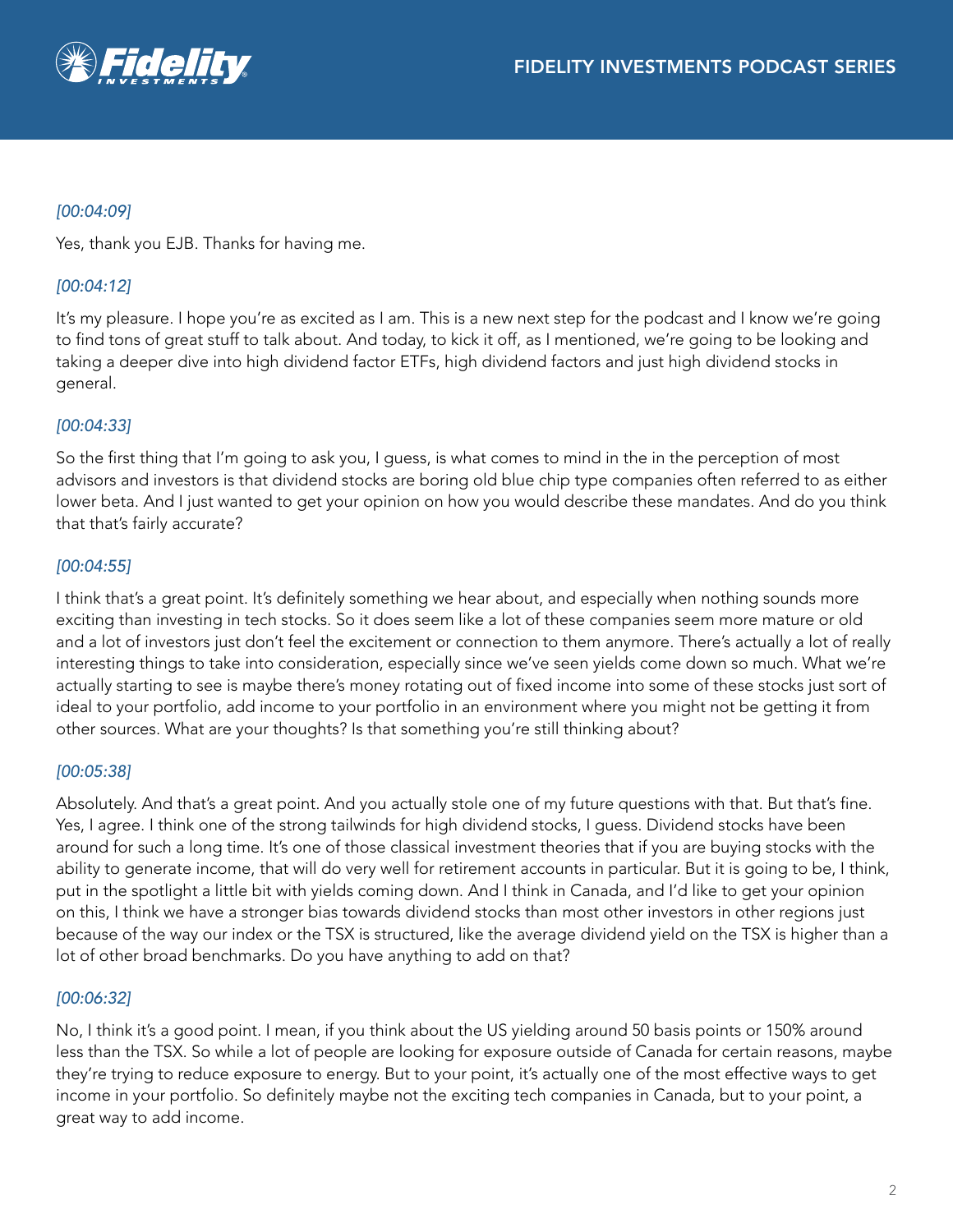*[00:04:09]*

Yes, thank you EJB. Thanks for having me.

*[00:04:12]*

It's my pleasure. I hope you're as excited as I am. This is a new next step for the podcast and I know we're going to find tons of great stuff to talk about. And today, to kick it off, as I mentioned, we're going to be looking and taking a deeper dive into high dividend factor ETFs, high dividend factors and just high dividend stocks in general.

*[00:04:33]*

So the first thing that I'm going to ask you, I guess, is what comes to mind in the in the perception of most advisors and investors is that dividend stocks are boring old blue chip type companies often referred to as either lower beta. And I just wanted to get your opinion on how you would describe these mandates. And do you think that that's fairly accurate?

*[00:04:55]*

I think that's a great point. It's definitely something we hear about, and especially when nothing sounds more exciting than investing in tech stocks. So it does seem like a lot of these companies seem more mature or old and a lot of investors just don't feel the excitement or connection to them anymore. There's actually a lot of really interesting things to take into consideration, especially since we've seen yields come down so much. What we're actually starting to see is maybe there's money rotating out of fixed income into some of these stocks just sort of ideal to your portfolio, add income to your portfolio in an environment where you might not be getting it from other sources. What are your thoughts? Is that something you're still thinking about?

*[00:05:38]*

Absolutely. And that's a great point. And you actually stole one of my future questions with that. But that's fine. Yes, I agree. I think one of the strong tailwinds for high dividend stocks, I guess. Dividend stocks have been around for such a long time. It's one of those classical investment theories that if you are buying stocks with the ability to generate income, that will do very well for retirement accounts in particular. But it is going to be, I think, put in the spotlight a little bit with yields coming down. And I think in Canada, and I'd like to get your opinion on this, I think we have a stronger bias towards dividend stocks than most other investors in other regions just because of the way our index or the TSX is structured, like the average dividend yield on the TSX is higher than a lot of other broad benchmarks. Do you have anything to add on that?

*[00:06:32]*

No, I think it's a good point. I mean, if you think about the US yielding around 50 basis points or 150% around less than the TSX. So while a lot of people are looking for exposure outside of Canada for certain reasons, maybe they're trying to reduce exposure to energy. But to your point, it's actually one of the most effective ways to get income in your portfolio. So definitely maybe not the exciting tech companies in Canada, but to your point, a great way to add income.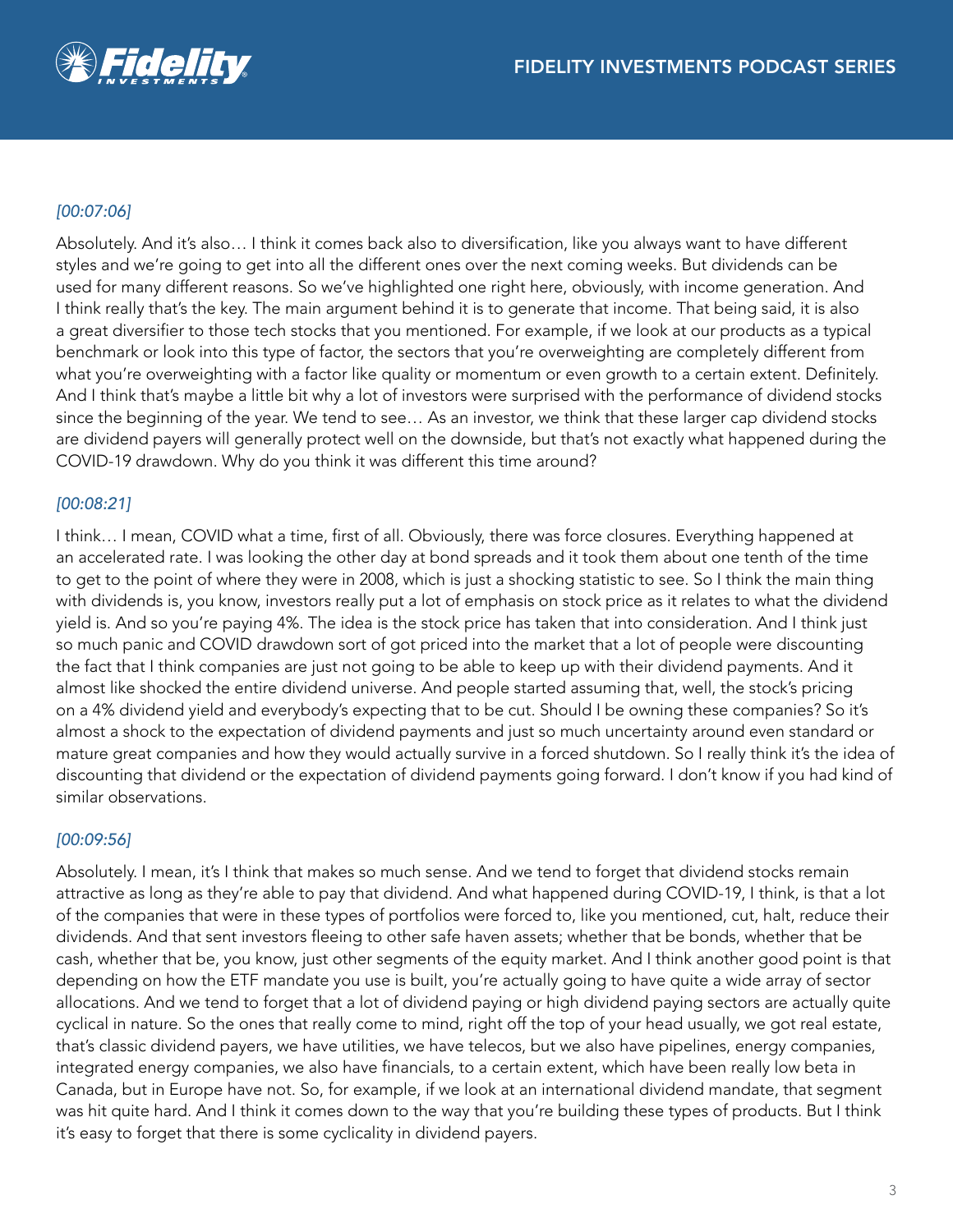*[00:07:06]*

Absolutely. And it's also… I think it comes back also to diversification, like you always want to have different styles and we're going to get into all the different ones over the next coming weeks. But dividends can be used for many different reasons. So we've highlighted one right here, obviously, with income generation. And I think really that's the key. The main argument behind it is to generate that income. That being said, it is also a great diversifier to those tech stocks that you mentioned. For example, if we look at our products as a typical benchmark or look into this type of factor, the sectors that you're overweighting are completely different from what you're overweighting with a factor like quality or momentum or even growth to a certain extent. Definitely. And I think that's maybe a little bit why a lot of investors were surprised with the performance of dividend stocks since the beginning of the year. We tend to see… As an investor, we think that these larger cap dividend stocks are dividend payers will generally protect well on the downside, but that's not exactly what happened during the COVID-19 drawdown. Why do you think it was different this time around?

*[00:08:21]*

I think… I mean, COVID what a time, first of all. Obviously, there was force closures. Everything happened at an accelerated rate. I was looking the other day at bond spreads and it took them about one tenth of the time to get to the point of where they were in 2008, which is just a shocking statistic to see. So I think the main thing with dividends is, you know, investors really put a lot of emphasis on stock price as it relates to what the dividend yield is. And so you're paying 4%. The idea is the stock price has taken that into consideration. And I think just so much panic and COVID drawdown sort of got priced into the market that a lot of people were discounting the fact that I think companies are just not going to be able to keep up with their dividend payments. And it almost like shocked the entire dividend universe. And people started assuming that, well, the stock's pricing on a 4% dividend yield and everybody's expecting that to be cut. Should I be owning these companies? So it's almost a shock to the expectation of dividend payments and just so much uncertainty around even standard or mature great companies and how they would actually survive in a forced shutdown. So I really think it's the idea of discounting that dividend or the expectation of dividend payments going forward. I don't know if you had kind of similar observations.

*[00:09:56]*

Absolutely. I mean, it's I think that makes so much sense. And we tend to forget that dividend stocks remain attractive as long as they're able to pay that dividend. And what happened during COVID-19, I think, is that a lot of the companies that were in these types of portfolios were forced to, like you mentioned, cut, halt, reduce their dividends. And that sent investors fleeing to other safe haven assets; whether that be bonds, whether that be cash, whether that be, you know, just other segments of the equity market. And I think another good point is that depending on how the ETF mandate you use is built, you're actually going to have quite a wide array of sector allocations. And we tend to forget that a lot of dividend paying or high dividend paying sectors are actually quite cyclical in nature. So the ones that really come to mind, right off the top of your head usually, we got real estate, that's classic dividend payers, we have utilities, we have telecos, but we also have pipelines, energy companies, integrated energy companies, we also have financials, to a certain extent, which have been really low beta in Canada, but in Europe have not. So, for example, if we look at an international dividend mandate, that segment was hit quite hard. And I think it comes down to the way that you're building these types of products. But I think it's easy to forget that there is some cyclicality in dividend payers.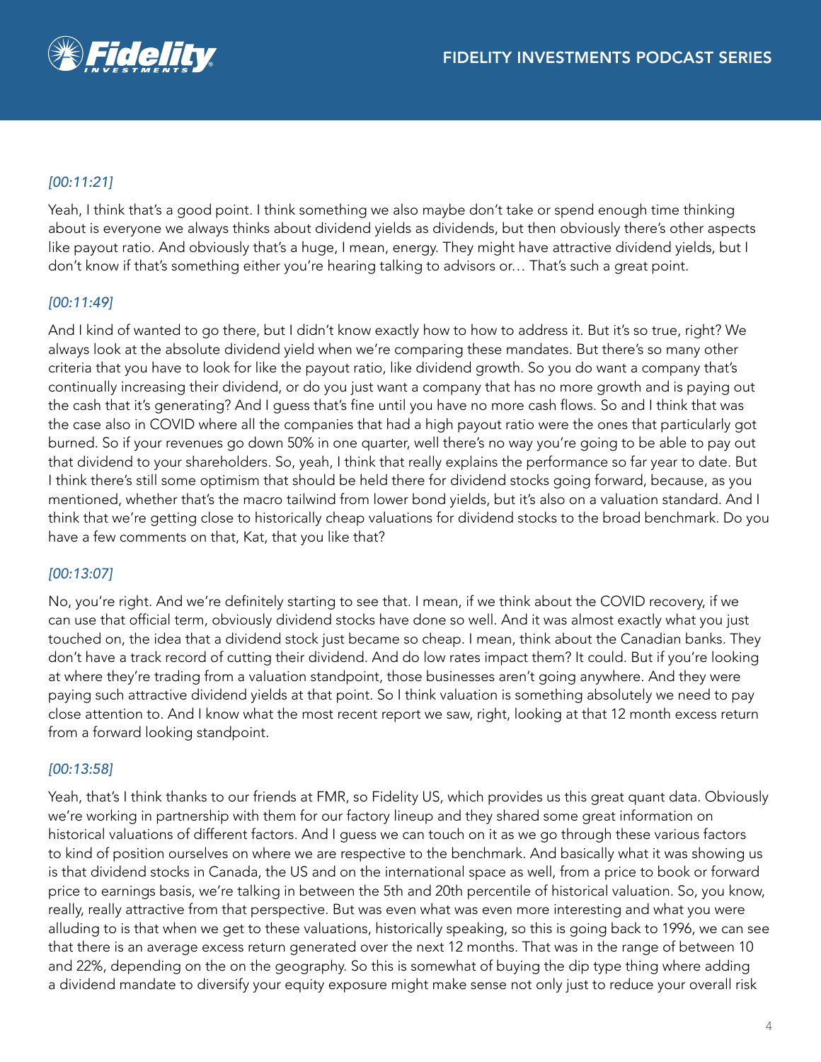*[00:11:21]*

Yeah, I think that's a good point. I think something we also maybe don't take or spend enough time thinking about is everyone we always thinks about dividend yields as dividends, but then obviously there's other aspects like payout ratio. And obviously that's a huge, I mean, energy. They might have attractive dividend yields, but I don't know if that's something either you're hearing talking to advisors or… That's such a great point.

*[00:11:49]*

And I kind of wanted to go there, but I didn't know exactly how to how to address it. But it's so true, right? We always look at the absolute dividend yield when we're comparing these mandates. But there's so many other criteria that you have to look for like the payout ratio, like dividend growth. So you do want a company that's continually increasing their dividend, or do you just want a company that has no more growth and is paying out the cash that it's generating? And I guess that's fine until you have no more cash flows. So and I think that was the case also in COVID where all the companies that had a high payout ratio were the ones that particularly got burned. So if your revenues go down 50% in one quarter, well there's no way you're going to be able to pay out that dividend to your shareholders. So, yeah, I think that really explains the performance so far year to date. But I think there's still some optimism that should be held there for dividend stocks going forward, because, as you mentioned, whether that's the macro tailwind from lower bond yields, but it's also on a valuation standard. And I think that we're getting close to historically cheap valuations for dividend stocks to the broad benchmark. Do you have a few comments on that, Kat, that you like that?

*[00:13:07]*

No, you're right. And we're definitely starting to see that. I mean, if we think about the COVID recovery, if we can use that official term, obviously dividend stocks have done so well. And it was almost exactly what you just touched on, the idea that a dividend stock just became so cheap. I mean, think about the Canadian banks. They don't have a track record of cutting their dividend. And do low rates impact them? It could. But if you're looking at where they're trading from a valuation standpoint, those businesses aren't going anywhere. And they were paying such attractive dividend yields at that point. So I think valuation is something absolutely we need to pay close attention to. And I know what the most recent report we saw, right, looking at that 12 month excess return from a forward looking standpoint.

*[00:13:58]*

Yeah, that's I think thanks to our friends at FMR, so Fidelity US, which provides us this great quant data. Obviously we're working in partnership with them for our factory lineup and they shared some great information on historical valuations of different factors. And I guess we can touch on it as we go through these various factors to kind of position ourselves on where we are respective to the benchmark. And basically what it was showing us is that dividend stocks in Canada, the US and on the international space as well, from a price to book or forward price to earnings basis, we're talking in between the 5th and 20th percentile of historical valuation. So, you know, really, really attractive from that perspective. But was even what was even more interesting and what you were alluding to is that when we get to these valuations, historically speaking, so this is going back to 1996, we can see that there is an average excess return generated over the next 12 months. That was in the range of between 10 and 22%, depending on the on the geography. So this is somewhat of buying the dip type thing where adding a dividend mandate to diversify your equity exposure might make sense not only just to reduce your overall risk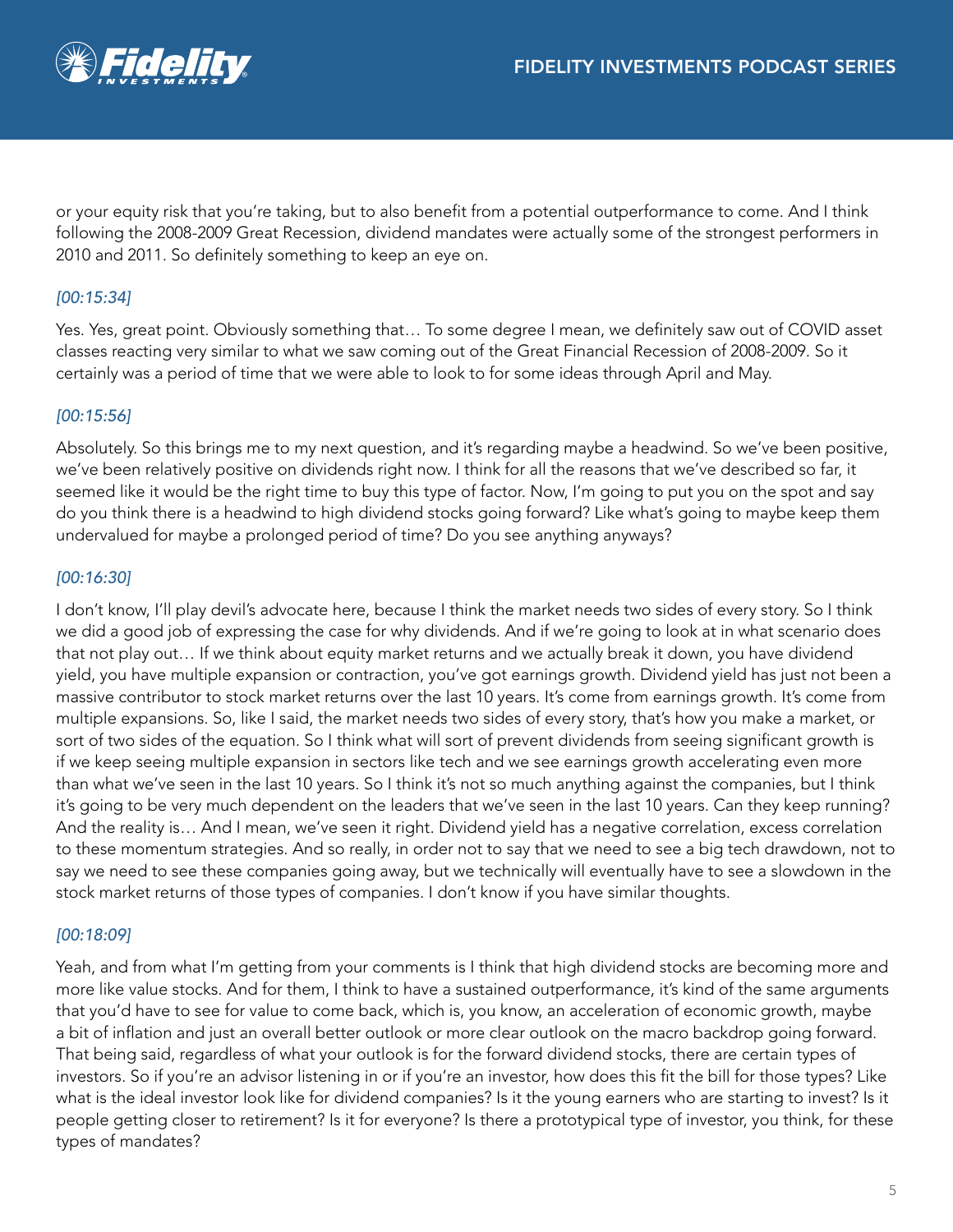or your equity risk that you're taking, but to also benefit from a potential outperformance to come. And I think following the 2008-2009 Great Recession, dividend mandates were actually some of the strongest performers in 2010 and 2011. So definitely something to keep an eye on.

*[00:15:34]*

Yes. Yes, great point. Obviously something that… To some degree I mean, we definitely saw out of COVID asset classes reacting very similar to what we saw coming out of the Great Financial Recession of 2008-2009. So it certainly was a period of time that we were able to look to for some ideas through April and May.

*[00:15:56]*

Absolutely. So this brings me to my next question, and it's regarding maybe a headwind. So we've been positive, we've been relatively positive on dividends right now. I think for all the reasons that we've described so far, it seemed like it would be the right time to buy this type of factor. Now, I'm going to put you on the spot and say do you think there is a headwind to high dividend stocks going forward? Like what's going to maybe keep them undervalued for maybe a prolonged period of time? Do you see anything anyways?

*[00:16:30]*

I don't know, I'll play devil's advocate here, because I think the market needs two sides of every story. So I think we did a good job of expressing the case for why dividends. And if we're going to look at in what scenario does that not play out… If we think about equity market returns and we actually break it down, you have dividend yield, you have multiple expansion or contraction, you've got earnings growth. Dividend yield has just not been a massive contributor to stock market returns over the last 10 years. It's come from earnings growth. It's come from multiple expansions. So, like I said, the market needs two sides of every story, that's how you make a market, or sort of two sides of the equation. So I think what will sort of prevent dividends from seeing significant growth is if we keep seeing multiple expansion in sectors like tech and we see earnings growth accelerating even more than what we've seen in the last 10 years. So I think it's not so much anything against the companies, but I think it's going to be very much dependent on the leaders that we've seen in the last 10 years. Can they keep running? And the reality is… And I mean, we've seen it right. Dividend yield has a negative correlation, excess correlation to these momentum strategies. And so really, in order not to say that we need to see a big tech drawdown, not to say we need to see these companies going away, but we technically will eventually have to see a slowdown in the stock market returns of those types of companies. I don't know if you have similar thoughts.

*[00:18:09]*

Yeah, and from what I'm getting from your comments is I think that high dividend stocks are becoming more and more like value stocks. And for them, I think to have a sustained outperformance, it's kind of the same arguments that you'd have to see for value to come back, which is, you know, an acceleration of economic growth, maybe a bit of inflation and just an overall better outlook or more clear outlook on the macro backdrop going forward. That being said, regardless of what your outlook is for the forward dividend stocks, there are certain types of investors. So if you're an advisor listening in or if you're an investor, how does this fit the bill for those types? Like what is the ideal investor look like for dividend companies? Is it the young earners who are starting to invest? Is it people getting closer to retirement? Is it for everyone? Is there a prototypical type of investor, you think, for these types of mandates?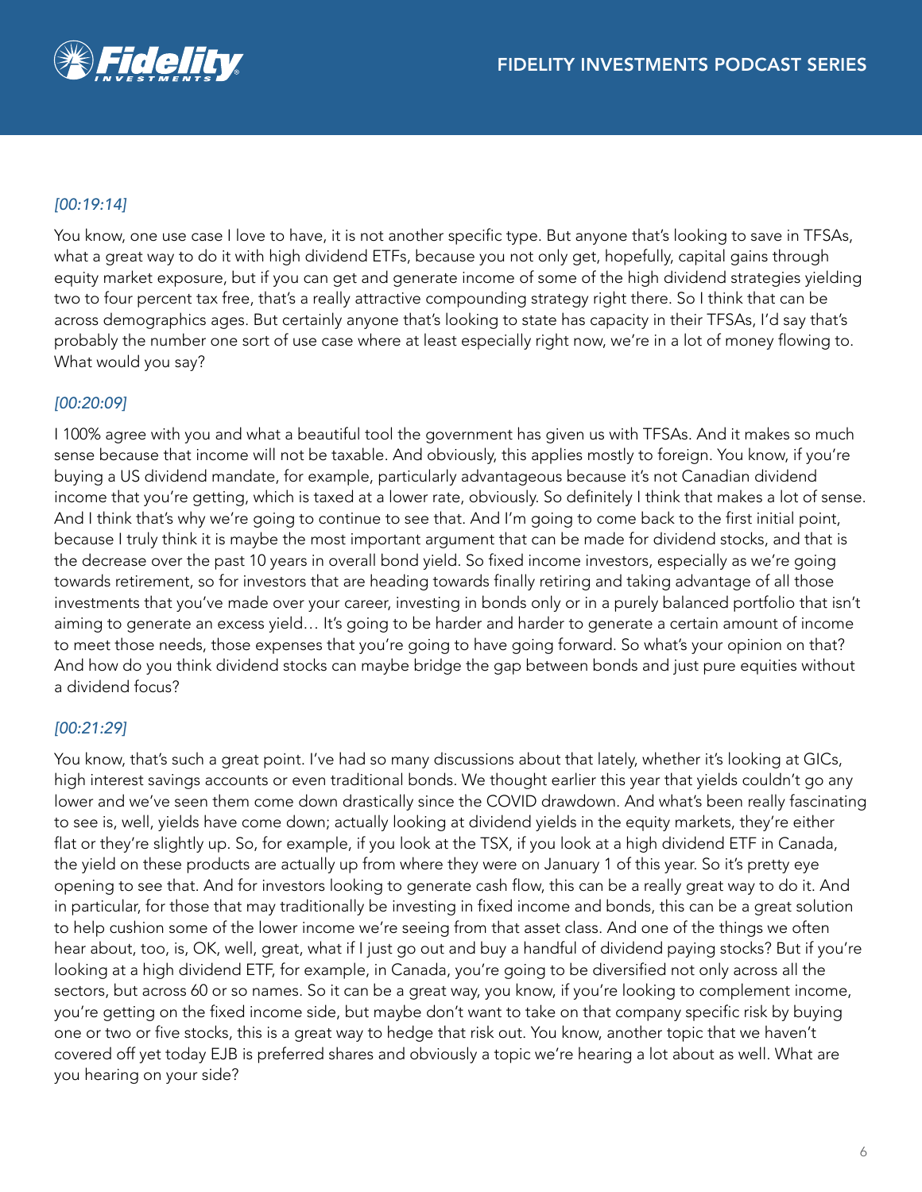*[00:19:14]*

You know, one use case I love to have, it is not another specific type. But anyone that's looking to save in TFSAs, what a great way to do it with high dividend ETFs, because you not only get, hopefully, capital gains through equity market exposure, but if you can get and generate income of some of the high dividend strategies yielding two to four percent tax free, that's a really attractive compounding strategy right there. So I think that can be across demographics ages. But certainly anyone that's looking to state has capacity in their TFSAs, I'd say that's probably the number one sort of use case where at least especially right now, we're in a lot of money flowing to. What would you say?

*[00:20:09]*

I 100% agree with you and what a beautiful tool the government has given us with TFSAs. And it makes so much sense because that income will not be taxable. And obviously, this applies mostly to foreign. You know, if you're buying a US dividend mandate, for example, particularly advantageous because it's not Canadian dividend income that you're getting, which is taxed at a lower rate, obviously. So definitely I think that makes a lot of sense. And I think that's why we're going to continue to see that. And I'm going to come back to the first initial point, because I truly think it is maybe the most important argument that can be made for dividend stocks, and that is the decrease over the past 10 years in overall bond yield. So fixed income investors, especially as we're going towards retirement, so for investors that are heading towards finally retiring and taking advantage of all those investments that you've made over your career, investing in bonds only or in a purely balanced portfolio that isn't aiming to generate an excess yield… It's going to be harder and harder to generate a certain amount of income to meet those needs, those expenses that you're going to have going forward. So what's your opinion on that? And how do you think dividend stocks can maybe bridge the gap between bonds and just pure equities without a dividend focus?

*[00:21:29]*

You know, that's such a great point. I've had so many discussions about that lately, whether it's looking at GICs, high interest savings accounts or even traditional bonds. We thought earlier this year that yields couldn't go any lower and we've seen them come down drastically since the COVID drawdown. And what's been really fascinating to see is, well, yields have come down; actually looking at dividend yields in the equity markets, they're either flat or they're slightly up. So, for example, if you look at the TSX, if you look at a high dividend ETF in Canada, the yield on these products are actually up from where they were on January 1 of this year. So it's pretty eye opening to see that. And for investors looking to generate cash flow, this can be a really great way to do it. And in particular, for those that may traditionally be investing in fixed income and bonds, this can be a great solution to help cushion some of the lower income we're seeing from that asset class. And one of the things we often hear about, too, is, OK, well, great, what if I just go out and buy a handful of dividend paying stocks? But if you're looking at a high dividend ETF, for example, in Canada, you're going to be diversified not only across all the sectors, but across 60 or so names. So it can be a great way, you know, if you're looking to complement income, you're getting on the fixed income side, but maybe don't want to take on that company specific risk by buying one or two or five stocks, this is a great way to hedge that risk out. You know, another topic that we haven't covered off yet today EJB is preferred shares and obviously a topic we're hearing a lot about as well. What are you hearing on your side?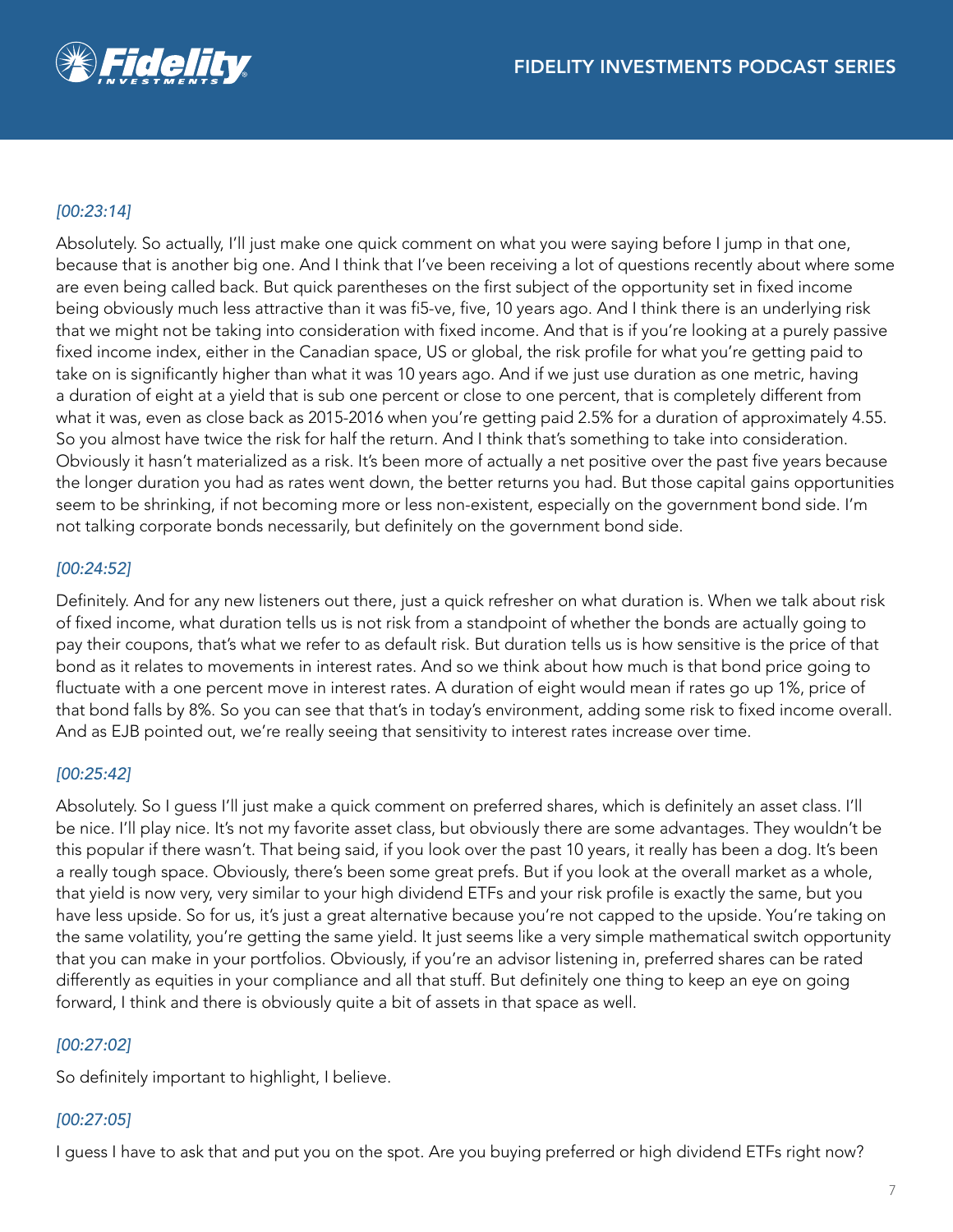*[00:23:14]*

Absolutely. So actually, I'll just make one quick comment on what you were saying before I jump in that one, because that is another big one. And I think that I've been receiving a lot of questions recently about where some are even being called back. But quick parentheses on the first subject of the opportunity set in fixed income being obviously much less attractive than it was fi5-ve, five, 10 years ago. And I think there is an underlying risk that we might not be taking into consideration with fixed income. And that is if you're looking at a purely passive fixed income index, either in the Canadian space, US or global, the risk profile for what you're getting paid to take on is significantly higher than what it was 10 years ago. And if we just use duration as one metric, having a duration of eight at a yield that is sub one percent or close to one percent, that is completely different from what it was, even as close back as 2015-2016 when you're getting paid 2.5% for a duration of approximately 4.55. So you almost have twice the risk for half the return. And I think that's something to take into consideration. Obviously it hasn't materialized as a risk. It's been more of actually a net positive over the past five years because the longer duration you had as rates went down, the better returns you had. But those capital gains opportunities seem to be shrinking, if not becoming more or less non-existent, especially on the government bond side. I'm not talking corporate bonds necessarily, but definitely on the government bond side.

*[00:24:52]*

Definitely. And for any new listeners out there, just a quick refresher on what duration is. When we talk about risk of fixed income, what duration tells us is not risk from a standpoint of whether the bonds are actually going to pay their coupons, that's what we refer to as default risk. But duration tells us is how sensitive is the price of that bond as it relates to movements in interest rates. And so we think about how much is that bond price going to fluctuate with a one percent move in interest rates. A duration of eight would mean if rates go up 1%, price of that bond falls by 8%. So you can see that that's in today's environment, adding some risk to fixed income overall. And as EJB pointed out, we're really seeing that sensitivity to interest rates increase over time.

*[00:25:42]*

Absolutely. So I guess I'll just make a quick comment on preferred shares, which is definitely an asset class. I'll be nice. I'll play nice. It's not my favorite asset class, but obviously there are some advantages. They wouldn't be this popular if there wasn't. That being said, if you look over the past 10 years, it really has been a dog. It's been a really tough space. Obviously, there's been some great prefs. But if you look at the overall market as a whole, that yield is now very, very similar to your high dividend ETFs and your risk profile is exactly the same, but you have less upside. So for us, it's just a great alternative because you're not capped to the upside. You're taking on the same volatility, you're getting the same yield. It just seems like a very simple mathematical switch opportunity that you can make in your portfolios. Obviously, if you're an advisor listening in, preferred shares can be rated differently as equities in your compliance and all that stuff. But definitely one thing to keep an eye on going forward, I think and there is obviously quite a bit of assets in that space as well.

*[00:27:02]*

So definitely important to highlight, I believe.

*[00:27:05]*

I guess I have to ask that and put you on the spot. Are you buying preferred or high dividend ETFs right now?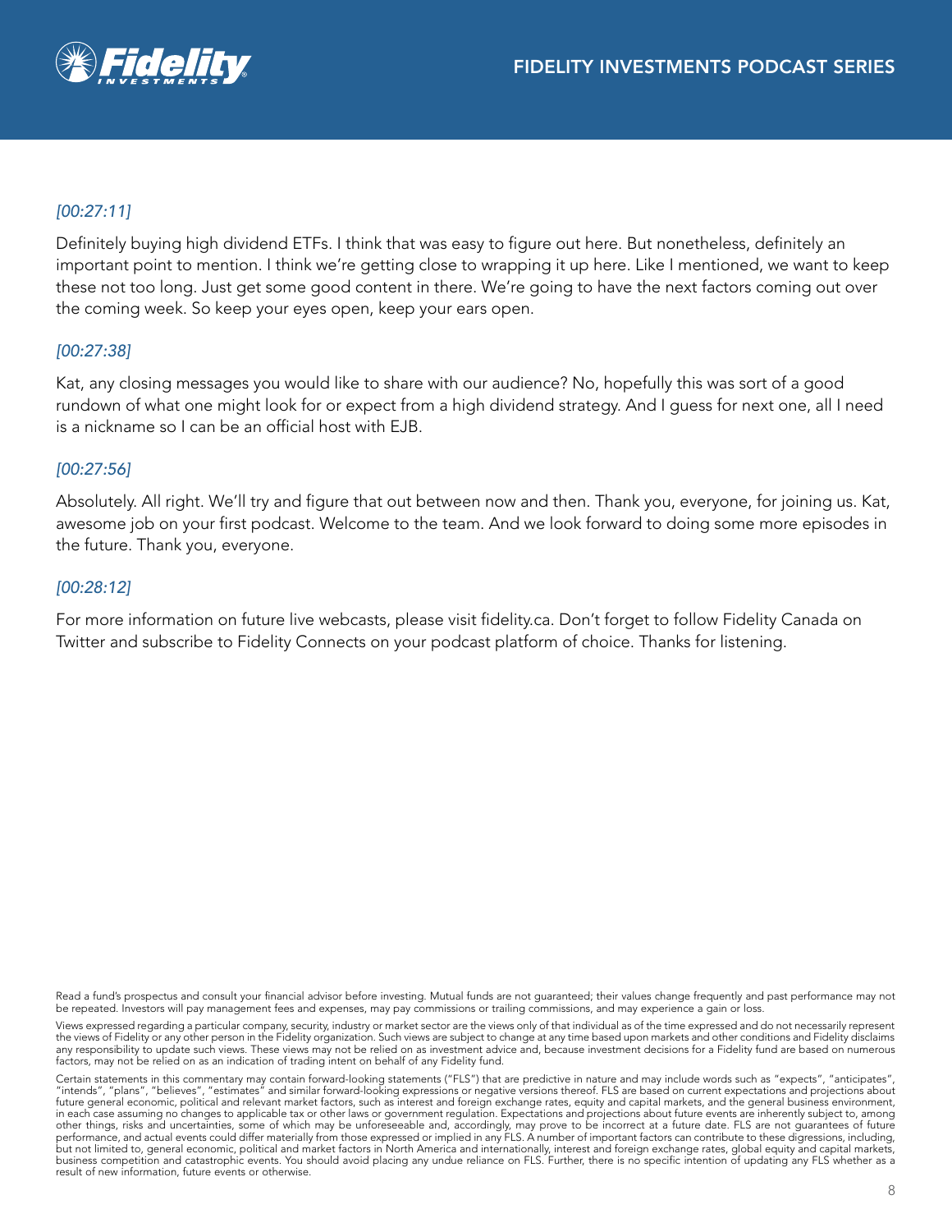*[00:27:11]*

Definitely buying high dividend ETFs. I think that was easy to figure out here. But nonetheless, definitely an important point to mention. I think we're getting close to wrapping it up here. Like I mentioned, we want to keep these not too long. Just get some good content in there. We're going to have the next factors coming out over the coming week. So keep your eyes open, keep your ears open.

*[00:27:38]*

Kat, any closing messages you would like to share with our audience? No, hopefully this was sort of a good rundown of what one might look for or expect from a high dividend strategy. And I guess for next one, all I need is a nickname so I can be an official host with EJB.

*[00:27:56]*

Absolutely. All right. We'll try and figure that out between now and then. Thank you, everyone, for joining us. Kat, awesome job on your first podcast. Welcome to the team. And we look forward to doing some more episodes in the future. Thank you, everyone.

*[00:28:12]*

For more information on future live webcasts, please visit fidelity.ca. Don't forget to follow Fidelity Canada on Twitter and subscribe to Fidelity Connects on your podcast platform of choice. Thanks for listening.

Read a fund's prospectus and consult your financial advisor before investing. Mutual funds are not guaranteed; their values change frequently and past performance may not be repeated. Investors will pay management fees and expenses, may pay commissions or trailing commissions, and may experience a gain or loss.

Views expressed regarding a particular company, security, industry or market sector are the views only of that individual as of the time expressed and do not necessarily represent the views of Fidelity or any other person in the Fidelity organization. Such views are subject to change at any time based upon markets and other conditions and Fidelity disclaims any responsibility to update such views. These views may not be relied on as investment advice and, because investment decisions for a Fidelity fund are based on numerous factors, may not be relied on as an indication of trading intent on behalf of any Fidelity fund.

Certain statements in this commentary may contain forward-looking statements ("FLS") that are predictive in nature and may include words such as "expects", "anticipates", "intends", "plans", "believes", "estimates" and similar forward-looking expressions or negative versions thereof. FLS are based on current expectations and projections about future general economic, political and relevant market factors, such as interest and foreign exchange rates, equity and capital markets, and the general business environment, in each case assuming no changes to applicable tax or other laws or government regulation. Expectations and projections about future events are inherently subject to, among other things, risks and uncertainties, some of which may be unforeseeable and, accordingly, may prove to be incorrect at a future date. FLS are not guarantees of future performance, and actual events could differ materially from those expressed or implied in any FLS. A number of important factors can contribute to these digressions, including, but not limited to, general economic, political and market factors in North America and internationally, interest and foreign exchange rates, global equity and capital markets, business competition and catastrophic events. You should avoid placing any undue reliance on FLS. Further, there is no specific intention of updating any FLS whether as a result of new information, future events or otherwise.